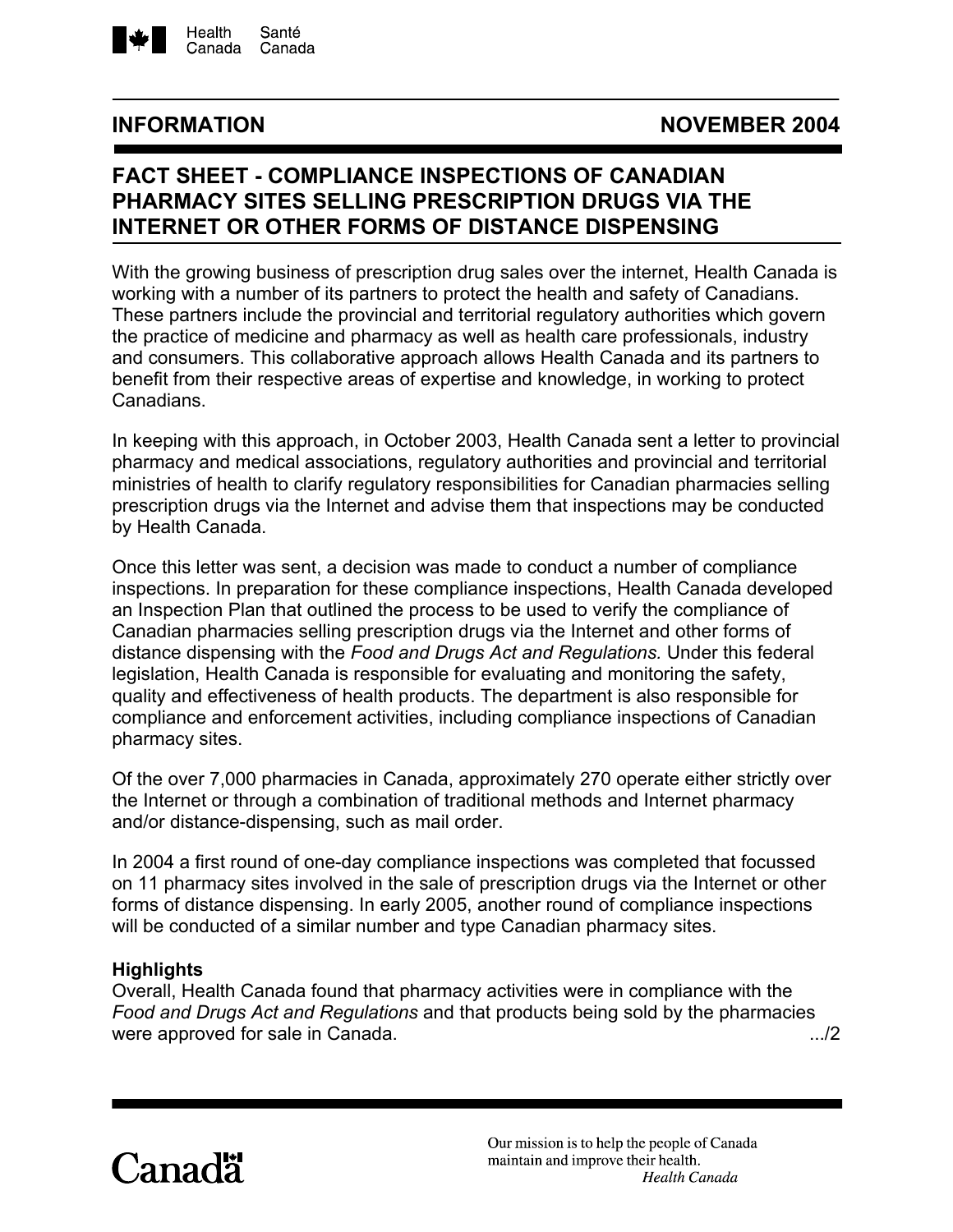**INFORMATION** **NOVEMBER 2004**

# FACT SHEET - COMPLIANCE INSPECTIONS OF CANADIAN PHARMACY SITES SELLING PRESCRIPTION DRUGS VIA THE INTERNET OR OTHER FORMS OF DISTANCE DISPENSING

With the growing business of prescription drug sales over the internet, Health Canada is working with a number of its partners to protect the health and safety of Canadians. These partners include the provincial and territorial regulatory authorities which govern the practice of medicine and pharmacy as well as health care professionals, industry and consumers. This collaborative approach allows Health Canada and its partners to benefit from their respective areas of expertise and knowledge, in working to protect Canadians.

In keeping with this approach, in October 2003, Health Canada sent a letter to provincial pharmacy and medical associations, regulatory authorities and provincial and territorial ministries of health to clarify regulatory responsibilities for Canadian pharmacies selling prescription drugs via the Internet and advise them that inspections may be conducted by Health Canada.

Once this letter was sent, a decision was made to conduct a number of compliance inspections. In preparation for these compliance inspections, Health Canada developed an Inspection Plan that outlined the process to be used to verify the compliance of Canadian pharmacies selling prescription drugs via the Internet and other forms of distance dispensing with the *Food and Drugs Act and Regulations.* Under this federal legislation, Health Canada is responsible for evaluating and monitoring the safety, quality and effectiveness of health products. The department is also responsible for compliance and enforcement activities, including compliance inspections of Canadian pharmacy sites.

Of the over 7,000 pharmacies in Canada, approximately 270 operate either strictly over the Internet or through a combination of traditional methods and Internet pharmacy and/or distance-dispensing, such as mail order.

In 2004 a first round of one-day compliance inspections was completed that focussed on 11 pharmacy sites involved in the sale of prescription drugs via the Internet or other forms of distance dispensing. In early 2005, another round of compliance inspections will be conducted of a similar number and type Canadian pharmacy sites.

**Highlights**

Overall, Health Canada found that pharmacy activities were in compliance with the *Food and Drugs Act and Regulations* and that products being sold by the pharmacies were approved for sale in Canada.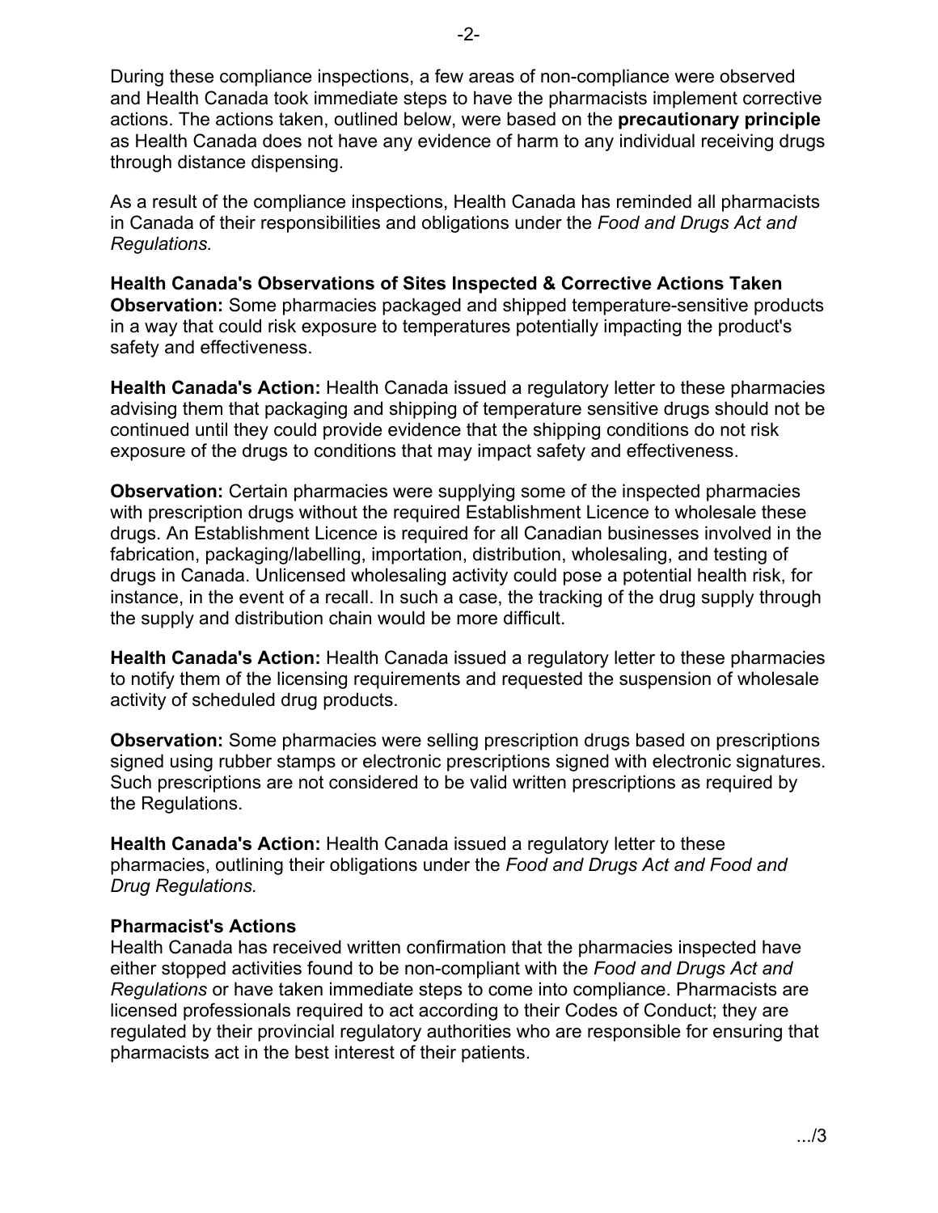During these compliance inspections, a few areas of non-compliance were observed and Health Canada took immediate steps to have the pharmacists implement corrective actions. The actions taken, outlined below, were based on the **precautionary principle** as Health Canada does not have any evidence of harm to any individual receiving drugs through distance dispensing.

As a result of the compliance inspections, Health Canada has reminded all pharmacists in Canada of their responsibilities and obligations under the *Food and Drugs Act and Regulations.*

**Health Canada's Observations of Sites Inspected & Corrective Actions Taken**
**Observation:** Some pharmacies packaged and shipped temperature-sensitive products in a way that could risk exposure to temperatures potentially impacting the product's safety and effectiveness.

**Health Canada's Action:** Health Canada issued a regulatory letter to these pharmacies advising them that packaging and shipping of temperature sensitive drugs should not be continued until they could provide evidence that the shipping conditions do not risk exposure of the drugs to conditions that may impact safety and effectiveness.

**Observation:** Certain pharmacies were supplying some of the inspected pharmacies with prescription drugs without the required Establishment Licence to wholesale these drugs. An Establishment Licence is required for all Canadian businesses involved in the fabrication, packaging/labelling, importation, distribution, wholesaling, and testing of drugs in Canada. Unlicensed wholesaling activity could pose a potential health risk, for instance, in the event of a recall. In such a case, the tracking of the drug supply through the supply and distribution chain would be more difficult.

**Health Canada's Action:** Health Canada issued a regulatory letter to these pharmacies to notify them of the licensing requirements and requested the suspension of wholesale activity of scheduled drug products.

**Observation:** Some pharmacies were selling prescription drugs based on prescriptions signed using rubber stamps or electronic prescriptions signed with electronic signatures. Such prescriptions are not considered to be valid written prescriptions as required by the Regulations.

**Health Canada's Action:** Health Canada issued a regulatory letter to these pharmacies, outlining their obligations under the *Food and Drugs Act and Food and Drug Regulations.*

**Pharmacist's Actions**
Health Canada has received written confirmation that the pharmacies inspected have either stopped activities found to be non-compliant with the *Food and Drugs Act and Regulations* or have taken immediate steps to come into compliance. Pharmacists are licensed professionals required to act according to their Codes of Conduct; they are regulated by their provincial regulatory authorities who are responsible for ensuring that pharmacists act in the best interest of their patients.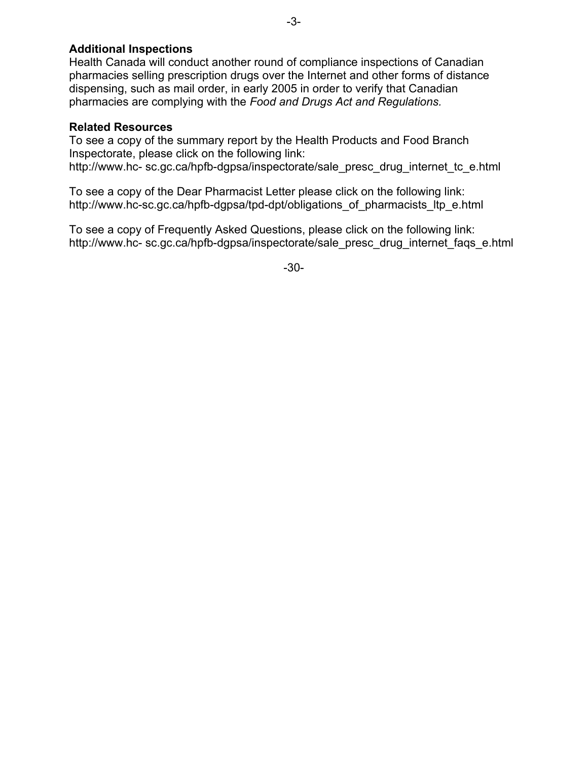## Additional Inspections

Health Canada will conduct another round of compliance inspections of Canadian pharmacies selling prescription drugs over the Internet and other forms of distance dispensing, such as mail order, in early 2005 in order to verify that Canadian pharmacies are complying with the *Food and Drugs Act and Regulations.*

## Related Resources

To see a copy of the summary report by the Health Products and Food Branch Inspectorate, please click on the following link:
http://www.hc- sc.gc.ca/hpfb-dgpsa/inspectorate/sale_presc_drug_internet_tc_e.html

To see a copy of the Dear Pharmacist Letter please click on the following link:
http://www.hc-sc.gc.ca/hpfb-dgpsa/tpd-dpt/obligations_of_pharmacists_ltp_e.html

To see a copy of Frequently Asked Questions, please click on the following link:
http://www.hc- sc.gc.ca/hpfb-dgpsa/inspectorate/sale_presc_drug_internet_faqs_e.html

-30-